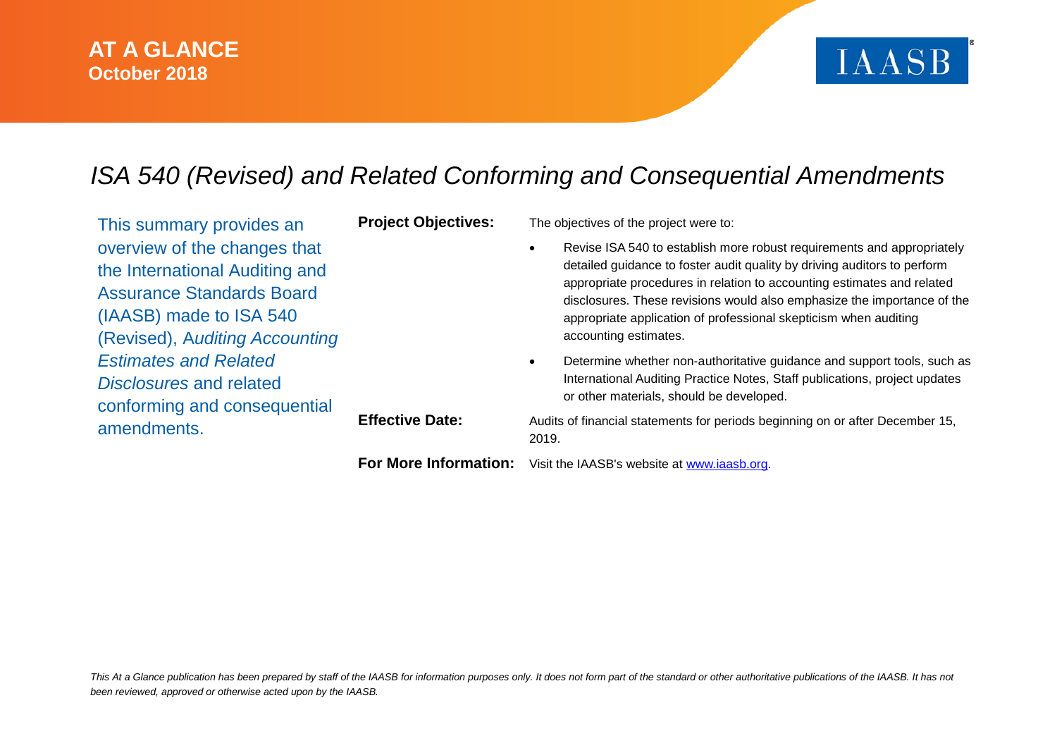**AT A GLANCE**
**October 2018**

IAASB

# *ISA 540 (Revised) and Related Conforming and Consequential Amendments*

This summary provides an overview of the changes that the International Auditing and Assurance Standards Board (IAASB) made to ISA 540 (Revised), A*uditing Accounting Estimates and Related Disclosures* and related conforming and consequential amendments.

**Project Objectives:** The objectives of the project were to:

- Revise ISA 540 to establish more robust requirements and appropriately detailed guidance to foster audit quality by driving auditors to perform appropriate procedures in relation to accounting estimates and related disclosures. These revisions would also emphasize the importance of the appropriate application of professional skepticism when auditing accounting estimates.
- Determine whether non-authoritative guidance and support tools, such as International Auditing Practice Notes, Staff publications, project updates or other materials, should be developed.

**Effective Date:** Audits of financial statements for periods beginning on or after December 15, 2019.

**For More Information:** Visit the IAASB's website at [www.iaasb.org](www.iaasb.org).

*This At a Glance publication has been prepared by staff of the IAASB for information purposes only. It does not form part of the standard or other authoritative publications of the IAASB. It has not been reviewed, approved or otherwise acted upon by the IAASB.*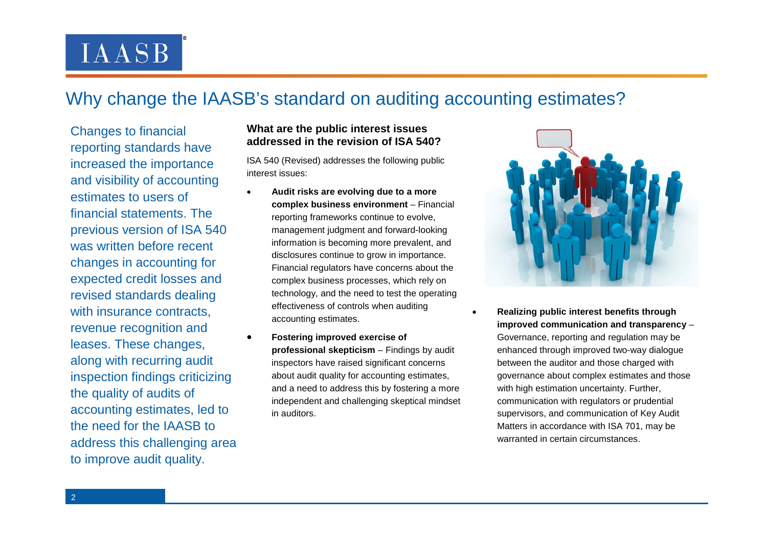# Why change the IAASB's standard on auditing accounting estimates?

Changes to financial reporting standards have increased the importance and visibility of accounting estimates to users of financial statements. The previous version of ISA 540 was written before recent changes in accounting for expected credit losses and revised standards dealing with insurance contracts, revenue recognition and leases. These changes, along with recurring audit inspection findings criticizing the quality of audits of accounting estimates, led to the need for the IAASB to address this challenging area to improve audit quality.

### What are the public interest issues addressed in the revision of ISA 540?

ISA 540 (Revised) addresses the following public interest issues:

- **Audit risks are evolving due to a more complex business environment** – Financial reporting frameworks continue to evolve, management judgment and forward-looking information is becoming more prevalent, and disclosures continue to grow in importance. Financial regulators have concerns about the complex business processes, which rely on technology, and the need to test the operating effectiveness of controls when auditing accounting estimates.
- **Fostering improved exercise of professional skepticism** – Findings by audit inspectors have raised significant concerns about audit quality for accounting estimates, and a need to address this by fostering a more independent and challenging skeptical mindset in auditors.
- **Realizing public interest benefits through improved communication and transparency** – Governance, reporting and regulation may be enhanced through improved two-way dialogue between the auditor and those charged with governance about complex estimates and those with high estimation uncertainty. Further, communication with regulators or prudential supervisors, and communication of Key Audit Matters in accordance with ISA 701, may be warranted in certain circumstances.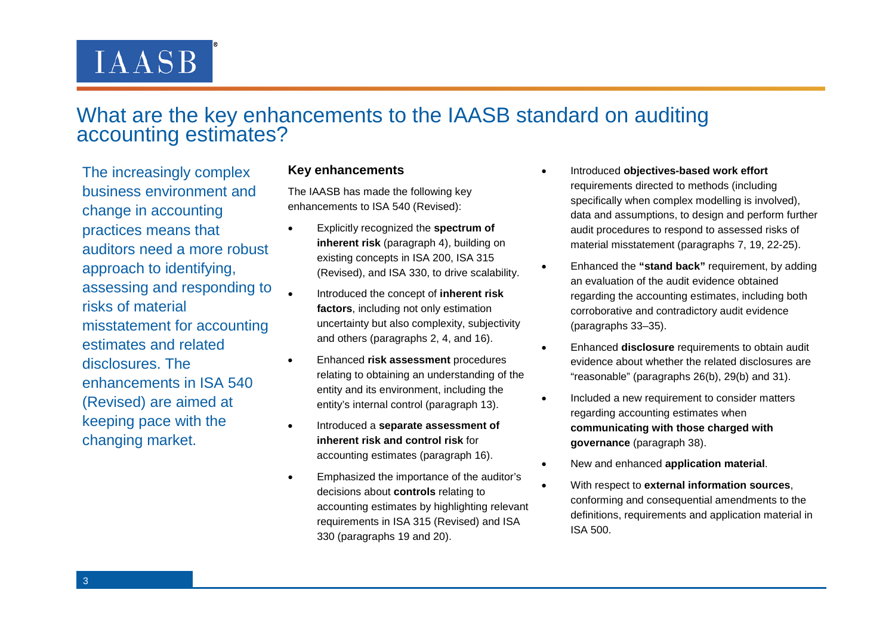# What are the key enhancements to the IAASB standard on auditing accounting estimates?

The increasingly complex business environment and change in accounting practices means that auditors need a more robust approach to identifying, assessing and responding to risks of material misstatement for accounting estimates and related disclosures. The enhancements in ISA 540 (Revised) are aimed at keeping pace with the changing market.

### Key enhancements

The IAASB has made the following key enhancements to ISA 540 (Revised):

- Explicitly recognized the **spectrum of inherent risk** (paragraph 4), building on existing concepts in ISA 200, ISA 315 (Revised), and ISA 330, to drive scalability.
- Introduced the concept of **inherent risk factors**, including not only estimation uncertainty but also complexity, subjectivity and others (paragraphs 2, 4, and 16).
- Enhanced **risk assessment** procedures relating to obtaining an understanding of the entity and its environment, including the entity's internal control (paragraph 13).
- Introduced a **separate assessment of inherent risk and control risk** for accounting estimates (paragraph 16).
- Emphasized the importance of the auditor's decisions about **controls** relating to accounting estimates by highlighting relevant requirements in ISA 315 (Revised) and ISA 330 (paragraphs 19 and 20).
- Introduced **objectives-based work effort** requirements directed to methods (including specifically when complex modelling is involved), data and assumptions, to design and perform further audit procedures to respond to assessed risks of material misstatement (paragraphs 7, 19, 22-25).
- Enhanced the **"stand back"** requirement, by adding an evaluation of the audit evidence obtained regarding the accounting estimates, including both corroborative and contradictory audit evidence (paragraphs 33–35).
- Enhanced **disclosure** requirements to obtain audit evidence about whether the related disclosures are "reasonable" (paragraphs 26(b), 29(b) and 31).
- Included a new requirement to consider matters regarding accounting estimates when **communicating with those charged with governance** (paragraph 38).
- New and enhanced **application material**.
- With respect to **external information sources**, conforming and consequential amendments to the definitions, requirements and application material in ISA 500.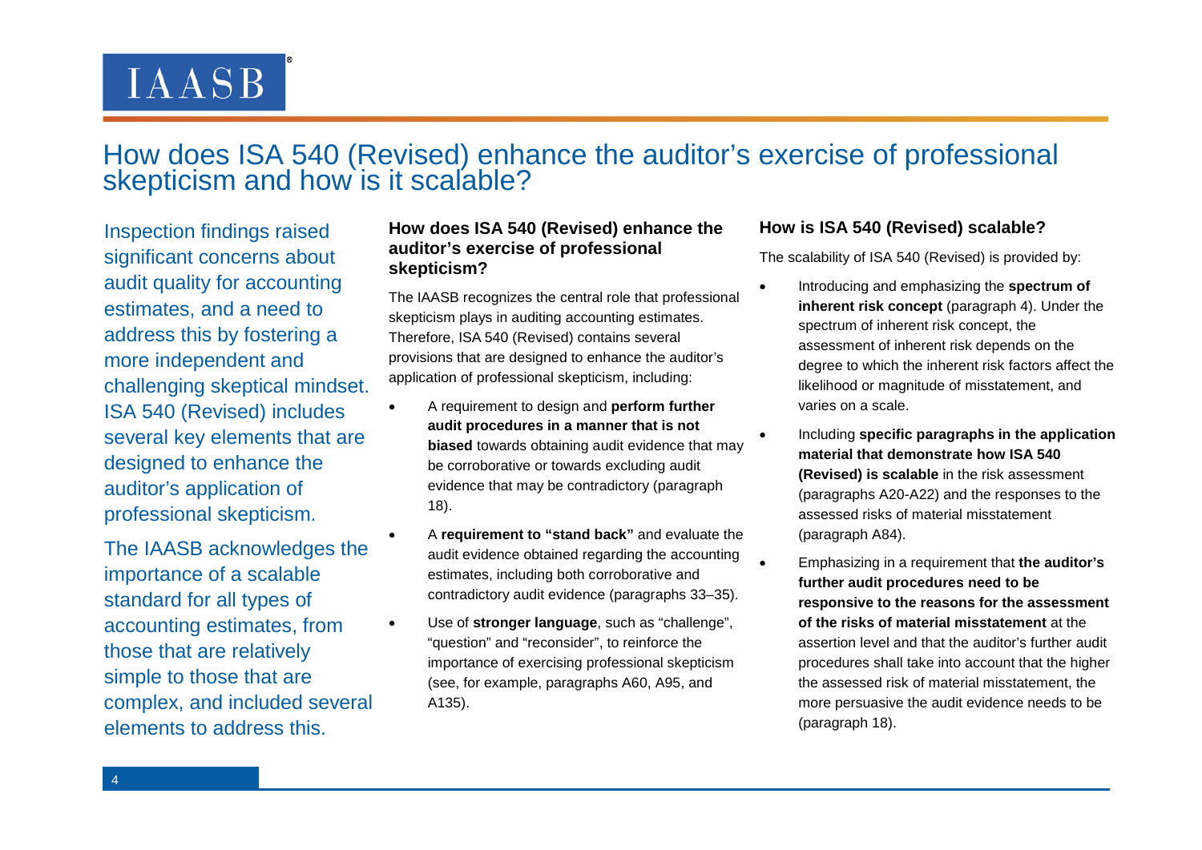# How does ISA 540 (Revised) enhance the auditor's exercise of professional skepticism and how is it scalable?

Inspection findings raised significant concerns about audit quality for accounting estimates, and a need to address this by fostering a more independent and challenging skeptical mindset. ISA 540 (Revised) includes several key elements that are designed to enhance the auditor's application of professional skepticism.

The IAASB acknowledges the importance of a scalable standard for all types of accounting estimates, from those that are relatively simple to those that are complex, and included several elements to address this.

### How does ISA 540 (Revised) enhance the auditor's exercise of professional skepticism?

The IAASB recognizes the central role that professional skepticism plays in auditing accounting estimates. Therefore, ISA 540 (Revised) contains several provisions that are designed to enhance the auditor's application of professional skepticism, including:

- A requirement to design and **perform further audit procedures in a manner that is not biased** towards obtaining audit evidence that may be corroborative or towards excluding audit evidence that may be contradictory (paragraph 18).
- A **requirement to "stand back"** and evaluate the audit evidence obtained regarding the accounting estimates, including both corroborative and contradictory audit evidence (paragraphs 33–35).
- Use of **stronger language**, such as "challenge", "question" and "reconsider", to reinforce the importance of exercising professional skepticism (see, for example, paragraphs A60, A95, and A135).

### How is ISA 540 (Revised) scalable?

The scalability of ISA 540 (Revised) is provided by:

- Introducing and emphasizing the **spectrum of inherent risk concept** (paragraph 4). Under the spectrum of inherent risk concept, the assessment of inherent risk depends on the degree to which the inherent risk factors affect the likelihood or magnitude of misstatement, and varies on a scale.
- Including **specific paragraphs in the application material that demonstrate how ISA 540 (Revised) is scalable** in the risk assessment (paragraphs A20-A22) and the responses to the assessed risks of material misstatement (paragraph A84).
- Emphasizing in a requirement that **the auditor's further audit procedures need to be responsive to the reasons for the assessment of the risks of material misstatement** at the assertion level and that the auditor's further audit procedures shall take into account that the higher the assessed risk of material misstatement, the more persuasive the audit evidence needs to be (paragraph 18).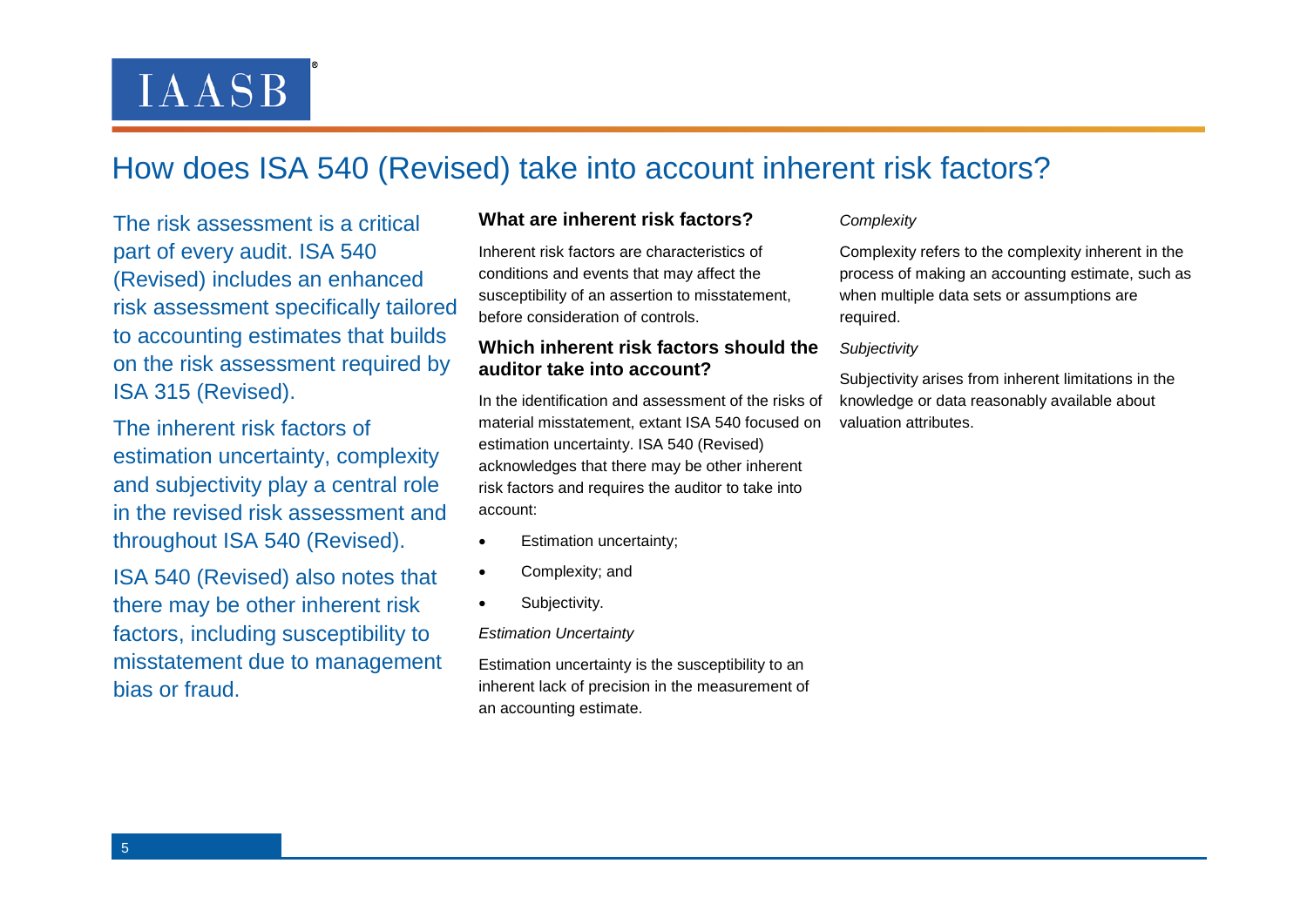# How does ISA 540 (Revised) take into account inherent risk factors?

The risk assessment is a critical part of every audit. ISA 540 (Revised) includes an enhanced risk assessment specifically tailored to accounting estimates that builds on the risk assessment required by ISA 315 (Revised).

The inherent risk factors of estimation uncertainty, complexity and subjectivity play a central role in the revised risk assessment and throughout ISA 540 (Revised).

ISA 540 (Revised) also notes that there may be other inherent risk factors, including susceptibility to misstatement due to management bias or fraud.

### What are inherent risk factors?

Inherent risk factors are characteristics of conditions and events that may affect the susceptibility of an assertion to misstatement, before consideration of controls.

### Which inherent risk factors should the auditor take into account?

In the identification and assessment of the risks of material misstatement, extant ISA 540 focused on estimation uncertainty. ISA 540 (Revised) acknowledges that there may be other inherent risk factors and requires the auditor to take into account:

- Estimation uncertainty;
- Complexity; and
- Subjectivity.

*Estimation Uncertainty*

Estimation uncertainty is the susceptibility to an inherent lack of precision in the measurement of an accounting estimate.

*Complexity*

Complexity refers to the complexity inherent in the process of making an accounting estimate, such as when multiple data sets or assumptions are required.

*Subjectivity*

Subjectivity arises from inherent limitations in the knowledge or data reasonably available about valuation attributes.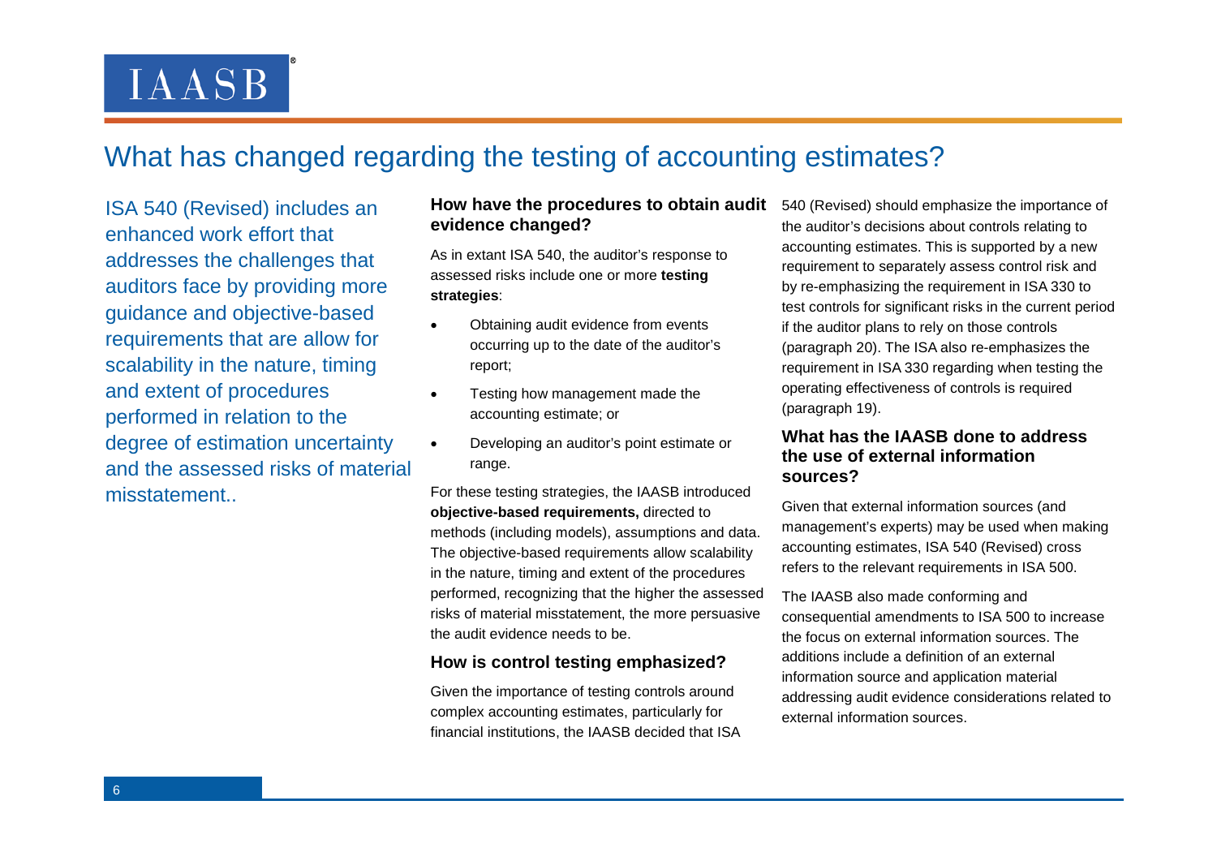# What has changed regarding the testing of accounting estimates?

ISA 540 (Revised) includes an enhanced work effort that addresses the challenges that auditors face by providing more guidance and objective-based requirements that are allow for scalability in the nature, timing and extent of procedures performed in relation to the degree of estimation uncertainty and the assessed risks of material misstatement..

### How have the procedures to obtain audit evidence changed?

As in extant ISA 540, the auditor's response to assessed risks include one or more **testing strategies**:

- Obtaining audit evidence from events occurring up to the date of the auditor's report;
- Testing how management made the accounting estimate; or
- Developing an auditor's point estimate or range.

For these testing strategies, the IAASB introduced **objective-based requirements,** directed to methods (including models), assumptions and data. The objective-based requirements allow scalability in the nature, timing and extent of the procedures performed, recognizing that the higher the assessed risks of material misstatement, the more persuasive the audit evidence needs to be.

### How is control testing emphasized?

Given the importance of testing controls around complex accounting estimates, particularly for financial institutions, the IAASB decided that ISA 540 (Revised) should emphasize the importance of the auditor's decisions about controls relating to accounting estimates. This is supported by a new requirement to separately assess control risk and by re-emphasizing the requirement in ISA 330 to test controls for significant risks in the current period if the auditor plans to rely on those controls (paragraph 20). The ISA also re-emphasizes the requirement in ISA 330 regarding when testing the operating effectiveness of controls is required (paragraph 19).

### What has the IAASB done to address the use of external information sources?

Given that external information sources (and management's experts) may be used when making accounting estimates, ISA 540 (Revised) cross refers to the relevant requirements in ISA 500.

The IAASB also made conforming and consequential amendments to ISA 500 to increase the focus on external information sources. The additions include a definition of an external information source and application material addressing audit evidence considerations related to external information sources.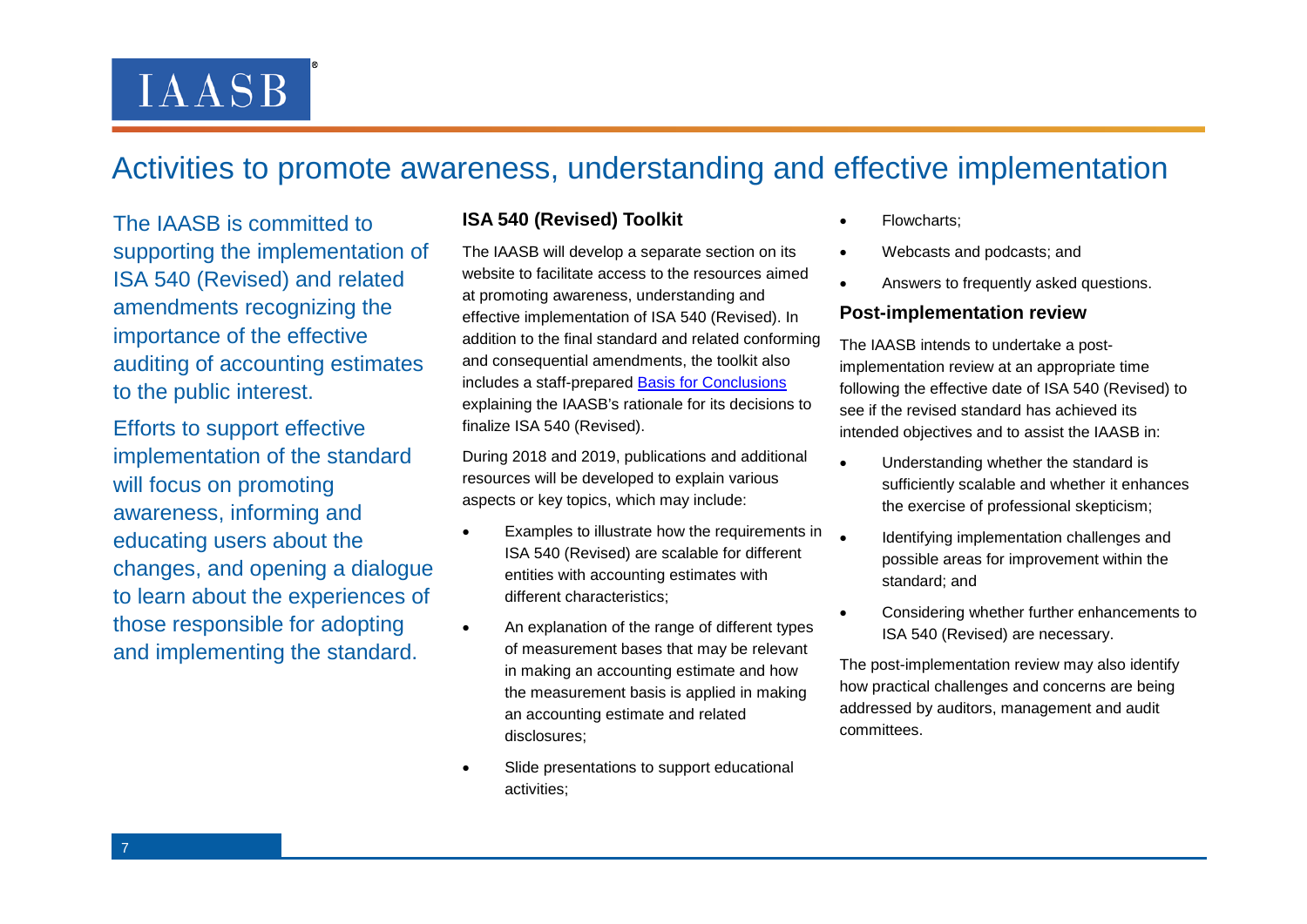# Activities to promote awareness, understanding and effective implementation

The IAASB is committed to supporting the implementation of ISA 540 (Revised) and related amendments recognizing the importance of the effective auditing of accounting estimates to the public interest.

Efforts to support effective implementation of the standard will focus on promoting awareness, informing and educating users about the changes, and opening a dialogue to learn about the experiences of those responsible for adopting and implementing the standard.

## ISA 540 (Revised) Toolkit

The IAASB will develop a separate section on its website to facilitate access to the resources aimed at promoting awareness, understanding and effective implementation of ISA 540 (Revised). In addition to the final standard and related conforming and consequential amendments, the toolkit also includes a staff-prepared [Basis for Conclusions] explaining the IAASB's rationale for its decisions to finalize ISA 540 (Revised).

During 2018 and 2019, publications and additional resources will be developed to explain various aspects or key topics, which may include:

- Examples to illustrate how the requirements in ISA 540 (Revised) are scalable for different entities with accounting estimates with different characteristics;
- An explanation of the range of different types of measurement bases that may be relevant in making an accounting estimate and how the measurement basis is applied in making an accounting estimate and related disclosures;
- Slide presentations to support educational activities;
- Flowcharts;
- Webcasts and podcasts; and
- Answers to frequently asked questions.

## Post-implementation review

The IAASB intends to undertake a post-implementation review at an appropriate time following the effective date of ISA 540 (Revised) to see if the revised standard has achieved its intended objectives and to assist the IAASB in:

- Understanding whether the standard is sufficiently scalable and whether it enhances the exercise of professional skepticism;
- Identifying implementation challenges and possible areas for improvement within the standard; and
- Considering whether further enhancements to ISA 540 (Revised) are necessary.

The post-implementation review may also identify how practical challenges and concerns are being addressed by auditors, management and audit committees.